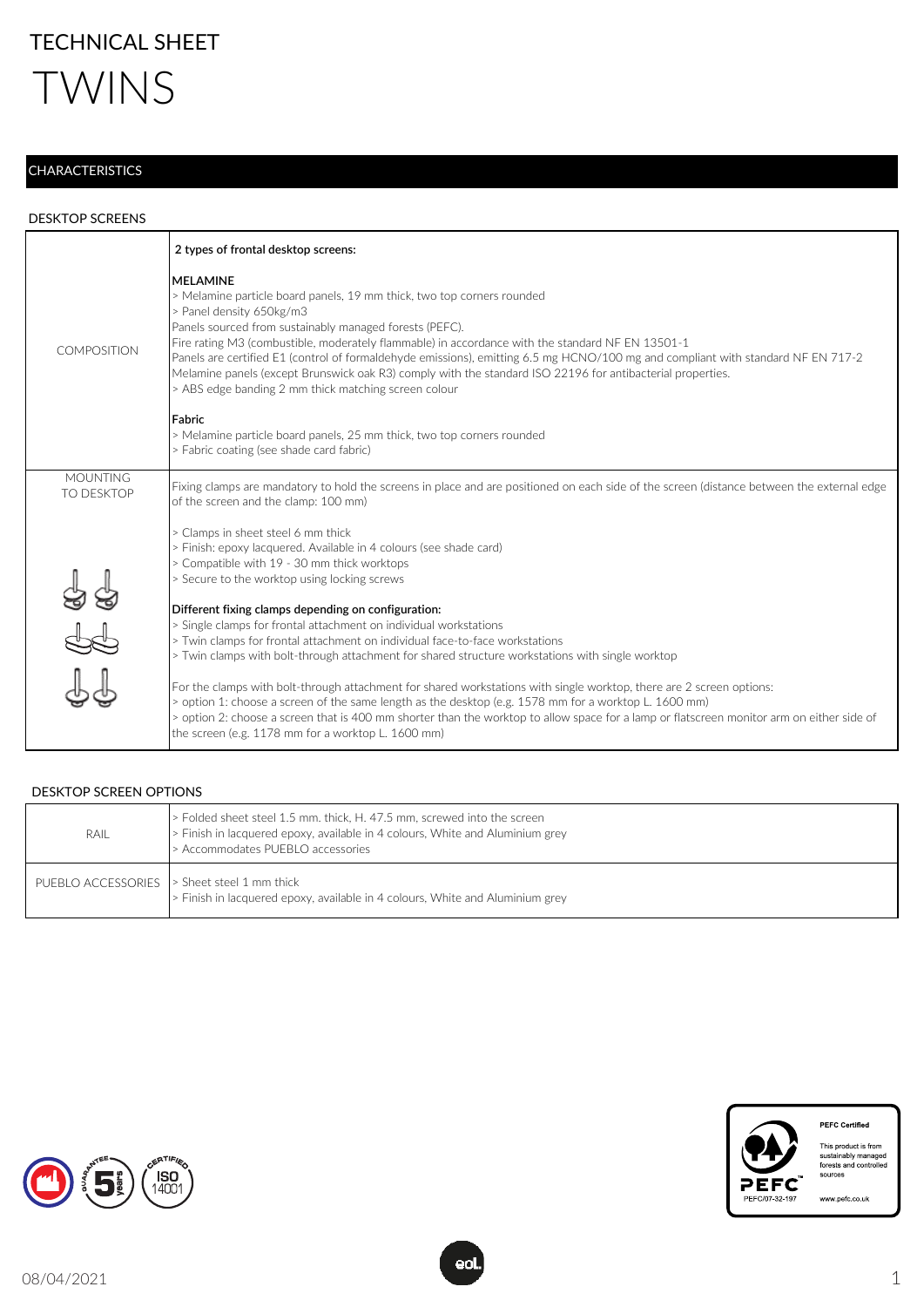# TECHNICAL SHEET

# TWINS

## CHARACTERISTICS

### DESKTOP SCREENS

| | |
|---|---|
| COMPOSITION | **2 types of frontal desktop screens:**<br><br>**MELAMINE**<br>> Melamine particle board panels, 19 mm thick, two top corners rounded<br>> Panel density 650kg/m3<br>Panels sourced from sustainably managed forests (PEFC).<br>Fire rating M3 (combustible, moderately flammable) in accordance with the standard NF EN 13501-1<br>Panels are certified E1 (control of formaldehyde emissions), emitting 6.5 mg HCNO/100 mg and compliant with standard NF EN 717-2<br>Melamine panels (except Brunswick oak R3) comply with the standard ISO 22196 for antibacterial properties.<br>> ABS edge banding 2 mm thick matching screen colour<br><br>**Fabric**<br>> Melamine particle board panels, 25 mm thick, two top corners rounded<br>> Fabric coating (see shade card fabric) |
| MOUNTING TO DESKTOP | Fixing clamps are mandatory to hold the screens in place and are positioned on each side of the screen (distance between the external edge of the screen and the clamp: 100 mm)<br><br>> Clamps in sheet steel 6 mm thick<br>> Finish: epoxy lacquered. Available in 4 colours (see shade card)<br>> Compatible with 19 - 30 mm thick worktops<br>> Secure to the worktop using locking screws<br><br>**Different fixing clamps depending on configuration:**<br>> Single clamps for frontal attachment on individual workstations<br>> Twin clamps for frontal attachment on individual face-to-face workstations<br>> Twin clamps with bolt-through attachment for shared structure workstations with single worktop<br><br>For the clamps with bolt-through attachment for shared workstations with single worktop, there are 2 screen options:<br>> option 1: choose a screen of the same length as the desktop (e.g. 1578 mm for a worktop L. 1600 mm)<br>> option 2: choose a screen that is 400 mm shorter than the worktop to allow space for a lamp or flatscreen monitor arm on either side of the screen (e.g. 1178 mm for a worktop L. 1600 mm) |

### DESKTOP SCREEN OPTIONS

| | |
|---|---|
| RAIL | > Folded sheet steel 1.5 mm. thick, H. 47.5 mm, screwed into the screen<br>> Finish in lacquered epoxy, available in 4 colours, White and Aluminium grey<br>> Accommodates PUEBLO accessories |
| PUEBLO ACCESSORIES | > Sheet steel 1 mm thick<br>> Finish in lacquered epoxy, available in 4 colours, White and Aluminium grey |

GUARANTEE 5 years — CERTIFIED ISO 14001

PEFC Certified — This product is from sustainably managed forests and controlled sources — PEFC/07-32-197 — www.pefc.co.uk

08/04/2021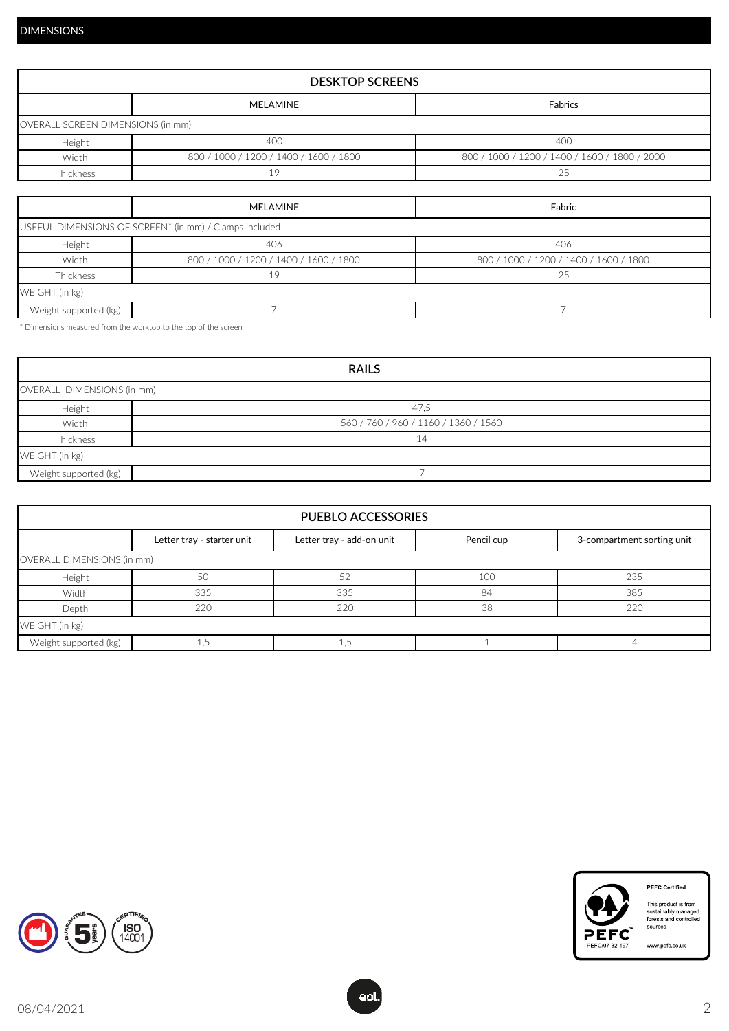## DIMENSIONS

| DESKTOP SCREENS | | |
|---|---|---|
| | MELAMINE | Fabrics |
| OVERALL SCREEN DIMENSIONS (in mm) | | |
| Height | 400 | 400 |
| Width | 800 / 1000 / 1200 / 1400 / 1600 / 1800 | 800 / 1000 / 1200 / 1400 / 1600 / 1800 / 2000 |
| Thickness | 19 | 25 |

| | MELAMINE | Fabric |
|---|---|---|
| USEFUL DIMENSIONS OF SCREEN* (in mm) / Clamps included | | |
| Height | 406 | 406 |
| Width | 800 / 1000 / 1200 / 1400 / 1600 / 1800 | 800 / 1000 / 1200 / 1400 / 1600 / 1800 |
| Thickness | 19 | 25 |
| WEIGHT (in kg) | | |
| Weight supported (kg) | 7 | 7 |

* Dimensions measured from the worktop to the top of the screen

| RAILS | |
|---|---|
| OVERALL DIMENSIONS (in mm) | |
| Height | 47,5 |
| Width | 560 / 760 / 960 / 1160 / 1360 / 1560 |
| Thickness | 14 |
| WEIGHT (in kg) | |
| Weight supported (kg) | 7 |

| PUEBLO ACCESSORIES | | | | |
|---|---|---|---|---|
| | Letter tray - starter unit | Letter tray - add-on unit | Pencil cup | 3-compartment sorting unit |
| OVERALL DIMENSIONS (in mm) | | | | |
| Height | 50 | 52 | 100 | 235 |
| Width | 335 | 335 | 84 | 385 |
| Depth | 220 | 220 | 38 | 220 |
| WEIGHT (in kg) | | | | |
| Weight supported (kg) | 1,5 | 1,5 | 1 | 4 |

GUARANTEE 5 years

CERTIFIED ISO 14001

PEFC Certified

This product is from sustainably managed forests and controlled sources

PEFC/07-32-197

www.pefc.co.uk

08/04/2021